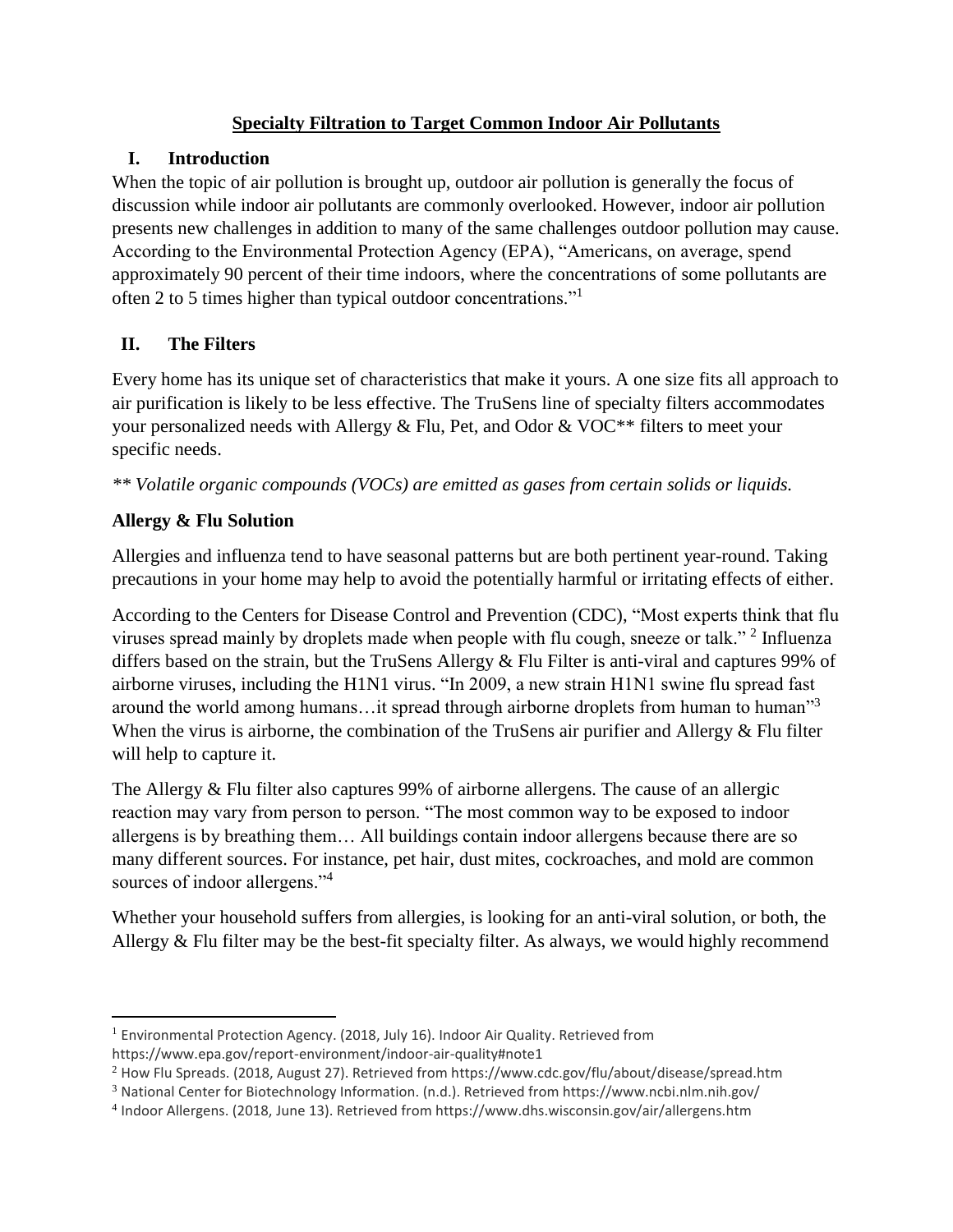# **Specialty Filtration to Target Common Indoor Air Pollutants**

## I. Introduction

When the topic of air pollution is brought up, outdoor air pollution is generally the focus of discussion while indoor air pollutants are commonly overlooked. However, indoor air pollution presents new challenges in addition to many of the same challenges outdoor pollution may cause. According to the Environmental Protection Agency (EPA), "Americans, on average, spend approximately 90 percent of their time indoors, where the concentrations of some pollutants are often 2 to 5 times higher than typical outdoor concentrations."[1]

## II. The Filters

Every home has its unique set of characteristics that make it yours. A one size fits all approach to air purification is likely to be less effective. The TruSens line of specialty filters accommodates your personalized needs with Allergy & Flu, Pet, and Odor & VOC** filters to meet your specific needs.

*** Volatile organic compounds (VOCs) are emitted as gases from certain solids or liquids.*

### Allergy & Flu Solution

Allergies and influenza tend to have seasonal patterns but are both pertinent year-round. Taking precautions in your home may help to avoid the potentially harmful or irritating effects of either.

According to the Centers for Disease Control and Prevention (CDC), "Most experts think that flu viruses spread mainly by droplets made when people with flu cough, sneeze or talk." [2] Influenza differs based on the strain, but the TruSens Allergy & Flu Filter is anti-viral and captures 99% of airborne viruses, including the H1N1 virus. "In 2009, a new strain H1N1 swine flu spread fast around the world among humans…it spread through airborne droplets from human to human"[3] When the virus is airborne, the combination of the TruSens air purifier and Allergy & Flu filter will help to capture it.

The Allergy & Flu filter also captures 99% of airborne allergens. The cause of an allergic reaction may vary from person to person. "The most common way to be exposed to indoor allergens is by breathing them… All buildings contain indoor allergens because there are so many different sources. For instance, pet hair, dust mites, cockroaches, and mold are common sources of indoor allergens."[4]

Whether your household suffers from allergies, is looking for an anti-viral solution, or both, the Allergy & Flu filter may be the best-fit specialty filter. As always, we would highly recommend

---

[1] Environmental Protection Agency. (2018, July 16). Indoor Air Quality. Retrieved from https://www.epa.gov/report-environment/indoor-air-quality#note1

[2] How Flu Spreads. (2018, August 27). Retrieved from https://www.cdc.gov/flu/about/disease/spread.htm

[3] National Center for Biotechnology Information. (n.d.). Retrieved from https://www.ncbi.nlm.nih.gov/

[4] Indoor Allergens. (2018, June 13). Retrieved from https://www.dhs.wisconsin.gov/air/allergens.htm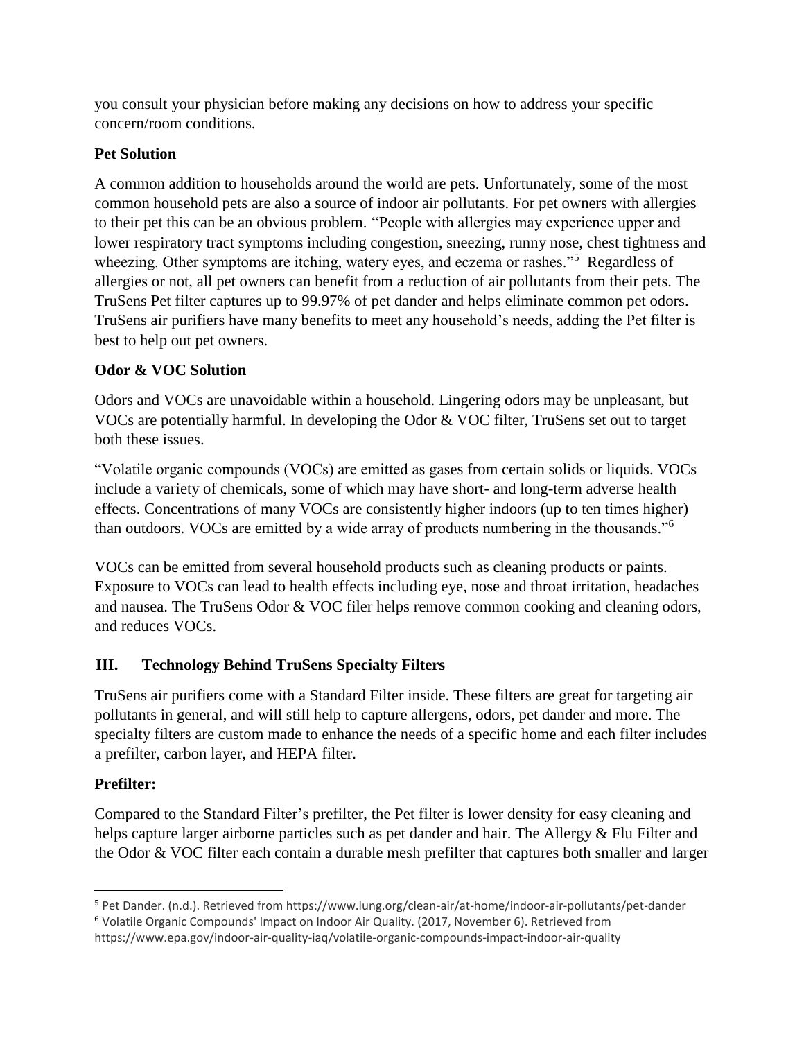you consult your physician before making any decisions on how to address your specific concern/room conditions.

**Pet Solution**

A common addition to households around the world are pets. Unfortunately, some of the most common household pets are also a source of indoor air pollutants. For pet owners with allergies to their pet this can be an obvious problem. "People with allergies may experience upper and lower respiratory tract symptoms including congestion, sneezing, runny nose, chest tightness and wheezing. Other symptoms are itching, watery eyes, and eczema or rashes."[5] Regardless of allergies or not, all pet owners can benefit from a reduction of air pollutants from their pets. The TruSens Pet filter captures up to 99.97% of pet dander and helps eliminate common pet odors. TruSens air purifiers have many benefits to meet any household's needs, adding the Pet filter is best to help out pet owners.

**Odor & VOC Solution**

Odors and VOCs are unavoidable within a household. Lingering odors may be unpleasant, but VOCs are potentially harmful. In developing the Odor & VOC filter, TruSens set out to target both these issues.

"Volatile organic compounds (VOCs) are emitted as gases from certain solids or liquids. VOCs include a variety of chemicals, some of which may have short- and long-term adverse health effects. Concentrations of many VOCs are consistently higher indoors (up to ten times higher) than outdoors. VOCs are emitted by a wide array of products numbering in the thousands."[6]

VOCs can be emitted from several household products such as cleaning products or paints. Exposure to VOCs can lead to health effects including eye, nose and throat irritation, headaches and nausea. The TruSens Odor & VOC filer helps remove common cooking and cleaning odors, and reduces VOCs.

## III. Technology Behind TruSens Specialty Filters

TruSens air purifiers come with a Standard Filter inside. These filters are great for targeting air pollutants in general, and will still help to capture allergens, odors, pet dander and more. The specialty filters are custom made to enhance the needs of a specific home and each filter includes a prefilter, carbon layer, and HEPA filter.

**Prefilter:**

Compared to the Standard Filter's prefilter, the Pet filter is lower density for easy cleaning and helps capture larger airborne particles such as pet dander and hair. The Allergy & Flu Filter and the Odor & VOC filter each contain a durable mesh prefilter that captures both smaller and larger

---

[5] Pet Dander. (n.d.). Retrieved from https://www.lung.org/clean-air/at-home/indoor-air-pollutants/pet-dander

[6] Volatile Organic Compounds' Impact on Indoor Air Quality. (2017, November 6). Retrieved from https://www.epa.gov/indoor-air-quality-iaq/volatile-organic-compounds-impact-indoor-air-quality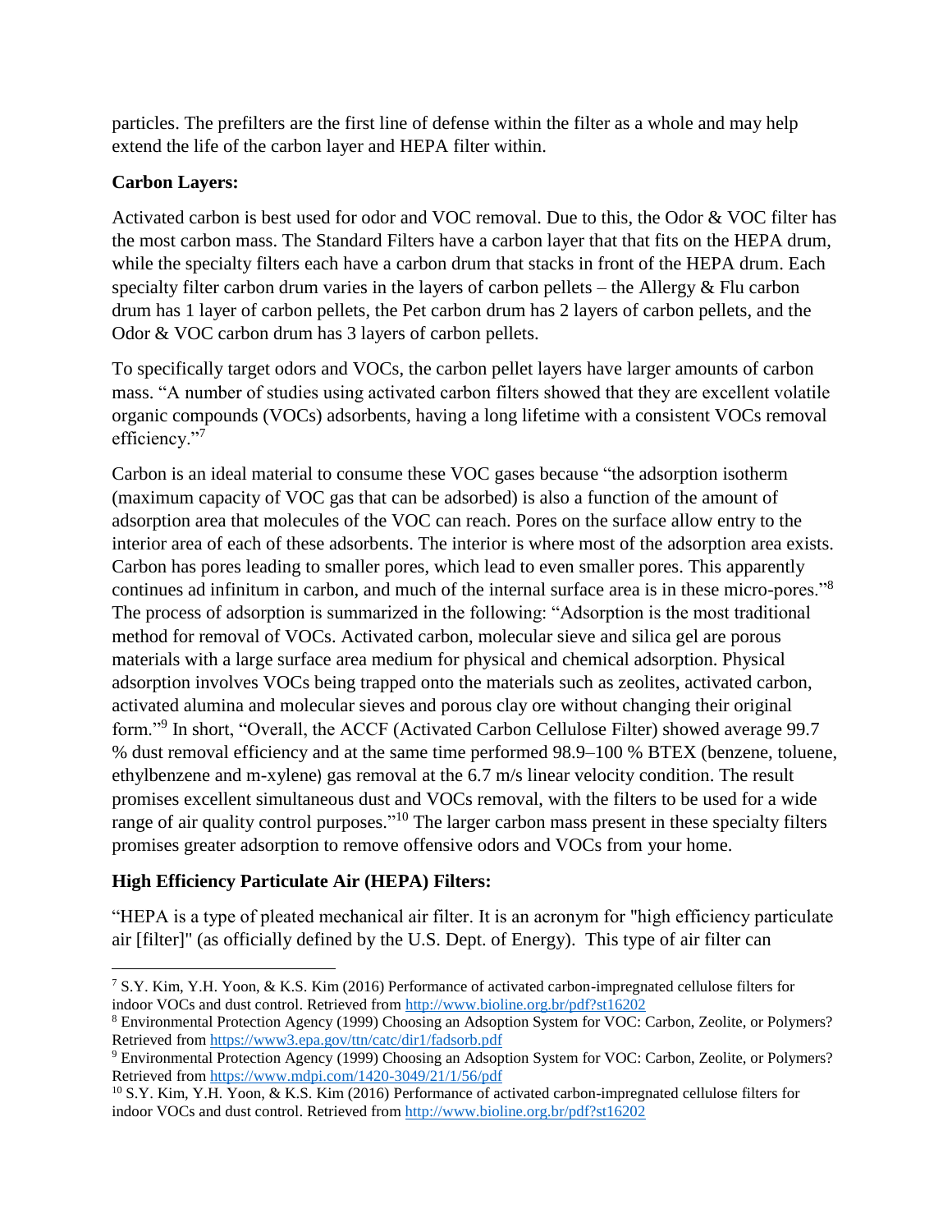particles. The prefilters are the first line of defense within the filter as a whole and may help extend the life of the carbon layer and HEPA filter within.

**Carbon Layers:**

Activated carbon is best used for odor and VOC removal. Due to this, the Odor & VOC filter has the most carbon mass. The Standard Filters have a carbon layer that that fits on the HEPA drum, while the specialty filters each have a carbon drum that stacks in front of the HEPA drum. Each specialty filter carbon drum varies in the layers of carbon pellets – the Allergy & Flu carbon drum has 1 layer of carbon pellets, the Pet carbon drum has 2 layers of carbon pellets, and the Odor & VOC carbon drum has 3 layers of carbon pellets.

To specifically target odors and VOCs, the carbon pellet layers have larger amounts of carbon mass. "A number of studies using activated carbon filters showed that they are excellent volatile organic compounds (VOCs) adsorbents, having a long lifetime with a consistent VOCs removal efficiency."[7]

Carbon is an ideal material to consume these VOC gases because "the adsorption isotherm (maximum capacity of VOC gas that can be adsorbed) is also a function of the amount of adsorption area that molecules of the VOC can reach. Pores on the surface allow entry to the interior area of each of these adsorbents. The interior is where most of the adsorption area exists. Carbon has pores leading to smaller pores, which lead to even smaller pores. This apparently continues ad infinitum in carbon, and much of the internal surface area is in these micro-pores."[8] The process of adsorption is summarized in the following: "Adsorption is the most traditional method for removal of VOCs. Activated carbon, molecular sieve and silica gel are porous materials with a large surface area medium for physical and chemical adsorption. Physical adsorption involves VOCs being trapped onto the materials such as zeolites, activated carbon, activated alumina and molecular sieves and porous clay ore without changing their original form."[9] In short, "Overall, the ACCF (Activated Carbon Cellulose Filter) showed average 99.7 % dust removal efficiency and at the same time performed 98.9–100 % BTEX (benzene, toluene, ethylbenzene and m-xylene) gas removal at the 6.7 m/s linear velocity condition. The result promises excellent simultaneous dust and VOCs removal, with the filters to be used for a wide range of air quality control purposes."[10] The larger carbon mass present in these specialty filters promises greater adsorption to remove offensive odors and VOCs from your home.

**High Efficiency Particulate Air (HEPA) Filters:**

"HEPA is a type of pleated mechanical air filter. It is an acronym for "high efficiency particulate air [filter]" (as officially defined by the U.S. Dept. of Energy). This type of air filter can

---

[7] S.Y. Kim, Y.H. Yoon, & K.S. Kim (2016) Performance of activated carbon-impregnated cellulose filters for indoor VOCs and dust control. Retrieved from http://www.bioline.org.br/pdf?st16202

[8] Environmental Protection Agency (1999) Choosing an Adsoption System for VOC: Carbon, Zeolite, or Polymers? Retrieved from https://www3.epa.gov/ttn/catc/dir1/fadsorb.pdf

[9] Environmental Protection Agency (1999) Choosing an Adsoption System for VOC: Carbon, Zeolite, or Polymers? Retrieved from https://www.mdpi.com/1420-3049/21/1/56/pdf

[10] S.Y. Kim, Y.H. Yoon, & K.S. Kim (2016) Performance of activated carbon-impregnated cellulose filters for indoor VOCs and dust control. Retrieved from http://www.bioline.org.br/pdf?st16202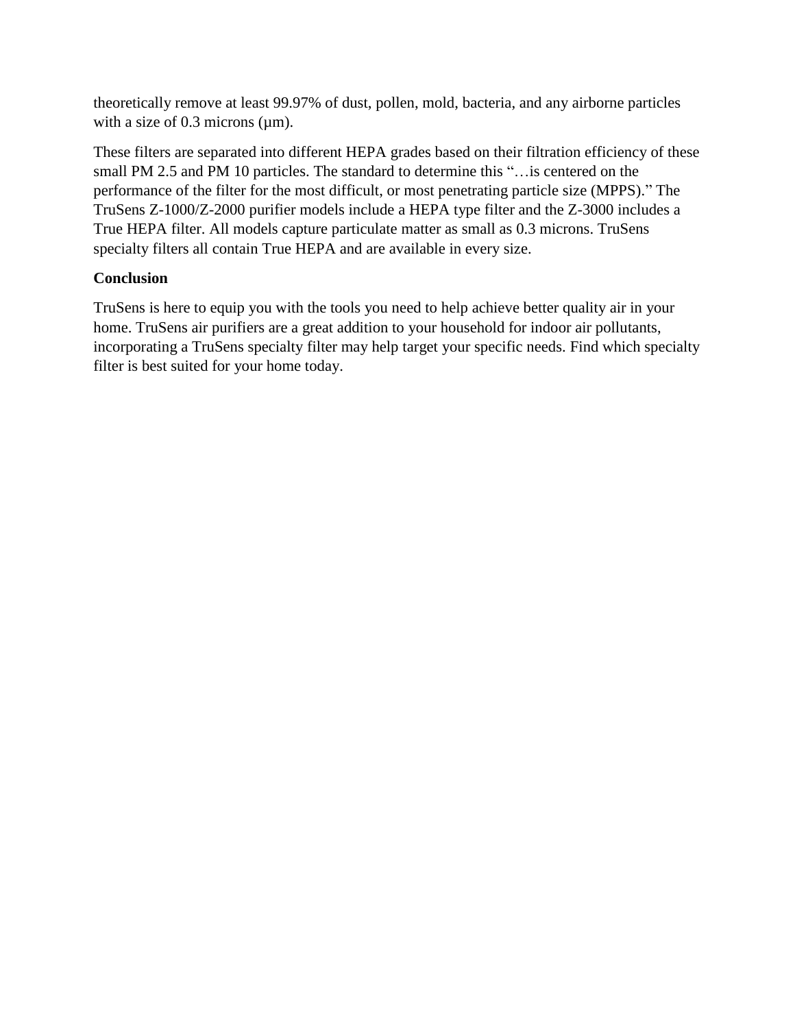theoretically remove at least 99.97% of dust, pollen, mold, bacteria, and any airborne particles with a size of 0.3 microns (μm).

These filters are separated into different HEPA grades based on their filtration efficiency of these small PM 2.5 and PM 10 particles. The standard to determine this "…is centered on the performance of the filter for the most difficult, or most penetrating particle size (MPPS)." The TruSens Z-1000/Z-2000 purifier models include a HEPA type filter and the Z-3000 includes a True HEPA filter. All models capture particulate matter as small as 0.3 microns. TruSens specialty filters all contain True HEPA and are available in every size.

**Conclusion**

TruSens is here to equip you with the tools you need to help achieve better quality air in your home. TruSens air purifiers are a great addition to your household for indoor air pollutants, incorporating a TruSens specialty filter may help target your specific needs. Find which specialty filter is best suited for your home today.